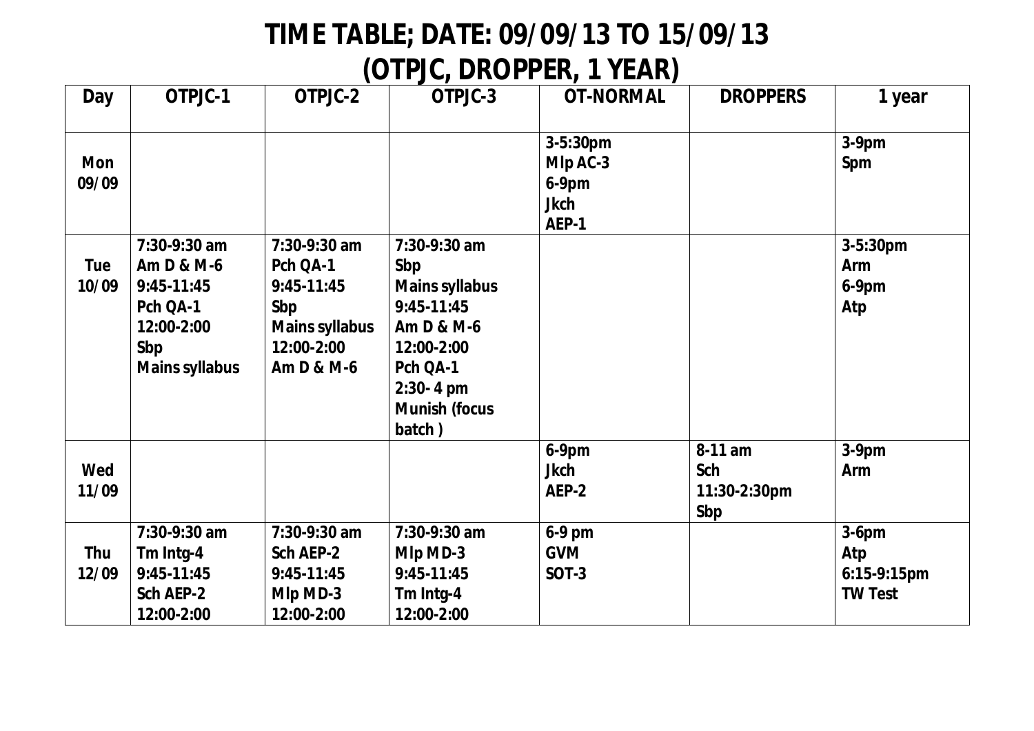# TIME TABLE; DATE: 09/09/13 TO 15/09/13
# (OTPJC, DROPPER, 1 YEAR)

| Day | OTPJC-1 | OTPJC-2 | OTPJC-3 | OT-NORMAL | DROPPERS | 1 year |
|---|---|---|---|---|---|---|
| Mon 09/09 | | | | 3-5:30pm Mlp AC-3 6-9pm Jkch AEP-1 | | 3-9pm Spm |
| Tue 10/09 | 7:30-9:30 am Am D & M-6 9:45-11:45 Pch QA-1 12:00-2:00 Sbp Mains syllabus | 7:30-9:30 am Pch QA-1 9:45-11:45 Sbp Mains syllabus 12:00-2:00 Am D & M-6 | 7:30-9:30 am Sbp Mains syllabus 9:45-11:45 Am D & M-6 12:00-2:00 Pch QA-1 2:30- 4 pm Munish (focus batch ) | | | 3-5:30pm Arm 6-9pm Atp |
| Wed 11/09 | | | | 6-9pm Jkch AEP-2 | 8-11 am Sch 11:30-2:30pm Sbp | 3-9pm Arm |
| Thu 12/09 | 7:30-9:30 am Tm Intg-4 9:45-11:45 Sch AEP-2 12:00-2:00 | 7:30-9:30 am Sch AEP-2 9:45-11:45 Mlp MD-3 12:00-2:00 | 7:30-9:30 am Mlp MD-3 9:45-11:45 Tm Intg-4 12:00-2:00 | 6-9 pm GVM SOT-3 | | 3-6pm Atp 6:15-9:15pm TW Test |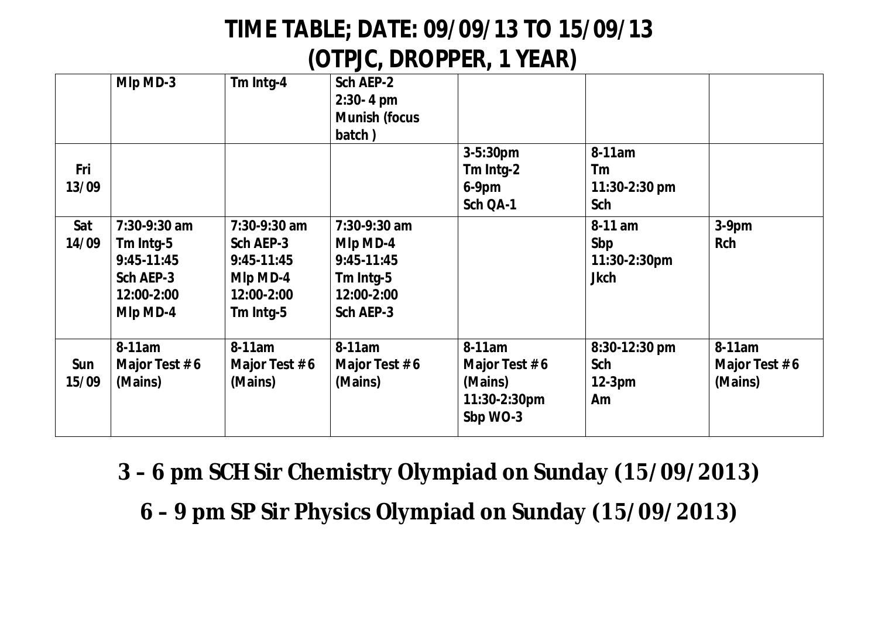# TIME TABLE; DATE: 09/09/13 TO 15/09/13
# (OTPJC, DROPPER, 1 YEAR)

| | | | | | | |
|---|---|---|---|---|---|---|
| | Mlp MD-3 | Tm Intg-4 | Sch AEP-2<br>2:30- 4 pm<br>Munish (focus batch ) | | | |
| Fri<br>13/09 | | | | 3-5:30pm<br>Tm Intg-2<br>6-9pm<br>Sch QA-1 | 8-11am<br>Tm<br>11:30-2:30 pm<br>Sch | |
| Sat<br>14/09 | 7:30-9:30 am<br>Tm Intg-5<br>9:45-11:45<br>Sch AEP-3<br>12:00-2:00<br>Mlp MD-4 | 7:30-9:30 am<br>Sch AEP-3<br>9:45-11:45<br>Mlp MD-4<br>12:00-2:00<br>Tm Intg-5 | 7:30-9:30 am<br>Mlp MD-4<br>9:45-11:45<br>Tm Intg-5<br>12:00-2:00<br>Sch AEP-3 | | 8-11 am<br>Sbp<br>11:30-2:30pm<br>Jkch | 3-9pm<br>Rch |
| Sun<br>15/09 | 8-11am<br>Major Test # 6<br>(Mains) | 8-11am<br>Major Test # 6<br>(Mains) | 8-11am<br>Major Test # 6<br>(Mains) | 8-11am<br>Major Test # 6<br>(Mains)<br>11:30-2:30pm<br>Sbp WO-3 | 8:30-12:30 pm<br>Sch<br>12-3pm<br>Am | 8-11am<br>Major Test # 6<br>(Mains) |

**3 – 6 pm SCH Sir Chemistry Olympiad on Sunday (15/09/2013)**

**6 – 9 pm SP Sir Physics Olympiad on Sunday (15/09/2013)**